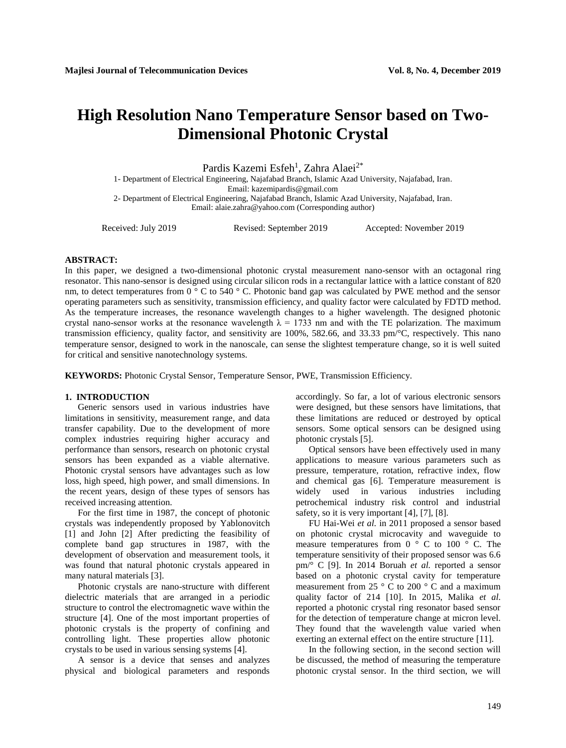# High Resolution Nano Temperature Sensor based on Two-Dimensional Photonic Crystal

Pardis Kazemi Esfeh[1], Zahra Alaei[2*]

1- Department of Electrical Engineering, Najafabad Branch, Islamic Azad University, Najafabad, Iran.
Email: kazemipardis@gmail.com

2- Department of Electrical Engineering, Najafabad Branch, Islamic Azad University, Najafabad, Iran.
Email: alaie.zahra@yahoo.com (Corresponding author)

Received: July 2019 Revised: September 2019 Accepted: November 2019

**ABSTRACT:**
In this paper, we designed a two-dimensional photonic crystal measurement nano-sensor with an octagonal ring resonator. This nano-sensor is designed using circular silicon rods in a rectangular lattice with a lattice constant of 820 nm, to detect temperatures from 0 ° C to 540 ° C. Photonic band gap was calculated by PWE method and the sensor operating parameters such as sensitivity, transmission efficiency, and quality factor were calculated by FDTD method. As the temperature increases, the resonance wavelength changes to a higher wavelength. The designed photonic crystal nano-sensor works at the resonance wavelength $\lambda$ = 1733 nm and with the TE polarization. The maximum transmission efficiency, quality factor, and sensitivity are 100%, 582.66, and 33.33 pm/°C, respectively. This nano temperature sensor, designed to work in the nanoscale, can sense the slightest temperature change, so it is well suited for critical and sensitive nanotechnology systems.

**KEYWORDS:** Photonic Crystal Sensor, Temperature Sensor, PWE, Transmission Efficiency.

## 1. INTRODUCTION

Generic sensors used in various industries have limitations in sensitivity, measurement range, and data transfer capability. Due to the development of more complex industries requiring higher accuracy and performance than sensors, research on photonic crystal sensors has been expanded as a viable alternative. Photonic crystal sensors have advantages such as low loss, high speed, high power, and small dimensions. In the recent years, design of these types of sensors has received increasing attention.

For the first time in 1987, the concept of photonic crystals was independently proposed by Yablonovitch [1] and John [2] After predicting the feasibility of complete band gap structures in 1987, with the development of observation and measurement tools, it was found that natural photonic crystals appeared in many natural materials [3].

Photonic crystals are nano-structure with different dielectric materials that are arranged in a periodic structure to control the electromagnetic wave within the structure [4]. One of the most important properties of photonic crystals is the property of confining and controlling light. These properties allow photonic crystals to be used in various sensing systems [4].

A sensor is a device that senses and analyzes physical and biological parameters and responds accordingly. So far, a lot of various electronic sensors were designed, but these sensors have limitations, that these limitations are reduced or destroyed by optical sensors. Some optical sensors can be designed using photonic crystals [5].

Optical sensors have been effectively used in many applications to measure various parameters such as pressure, temperature, rotation, refractive index, flow and chemical gas [6]. Temperature measurement is widely used in various industries including petrochemical industry risk control and industrial safety, so it is very important [4], [7], [8].

FU Hai-Wei *et al.* in 2011 proposed a sensor based on photonic crystal microcavity and waveguide to measure temperatures from 0 ° C to 100 ° C. The temperature sensitivity of their proposed sensor was 6.6 pm/° C [9]. In 2014 Boruah *et al.* reported a sensor based on a photonic crystal cavity for temperature measurement from 25 ° C to 200 ° C and a maximum quality factor of 214 [10]. In 2015, Malika *et al.* reported a photonic crystal ring resonator based sensor for the detection of temperature change at micron level. They found that the wavelength value varied when exerting an external effect on the entire structure [11].

In the following section, in the second section will be discussed, the method of measuring the temperature photonic crystal sensor. In the third section, we will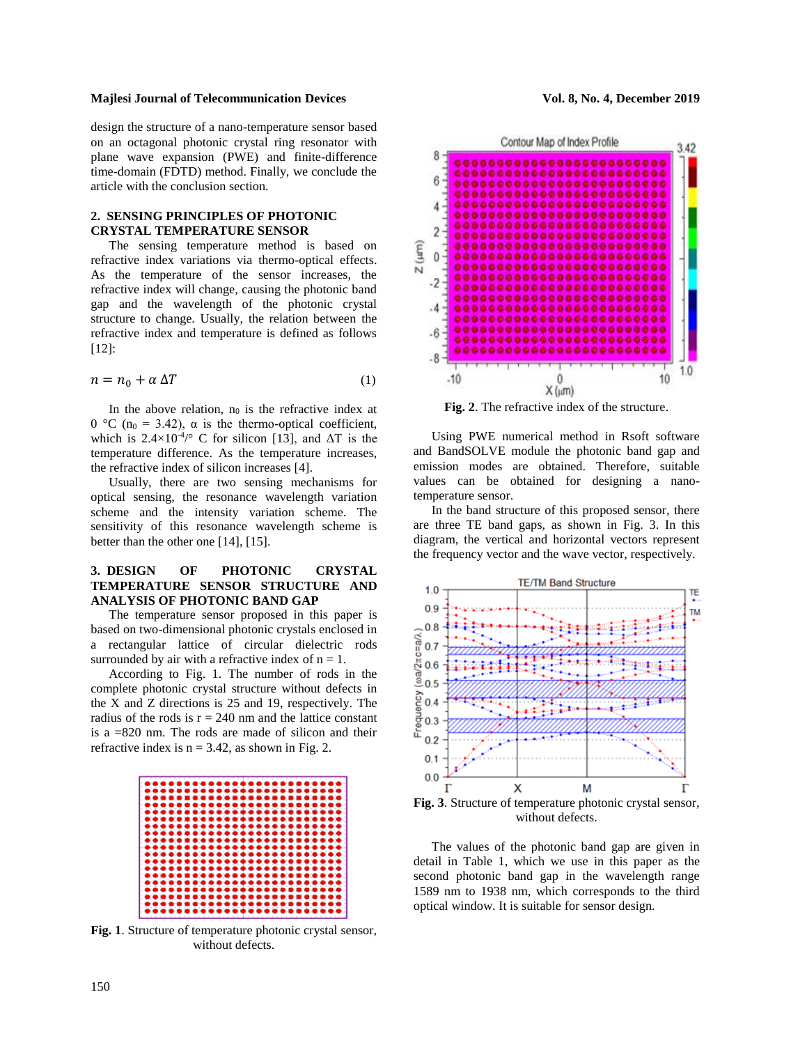design the structure of a nano-temperature sensor based on an octagonal photonic crystal ring resonator with plane wave expansion (PWE) and finite-difference time-domain (FDTD) method. Finally, we conclude the article with the conclusion section.

## 2. SENSING PRINCIPLES OF PHOTONIC CRYSTAL TEMPERATURE SENSOR

The sensing temperature method is based on refractive index variations via thermo-optical effects. As the temperature of the sensor increases, the refractive index will change, causing the photonic band gap and the wavelength of the photonic crystal structure to change. Usually, the relation between the refractive index and temperature is defined as follows [12]:

$$n = n_0 + \alpha\, \Delta T \tag{1}$$

In the above relation, $n_0$ is the refractive index at 0 °C ($n_0$ = 3.42), α is the thermo-optical coefficient, which is $2.4\times10^{-4}$/° C for silicon [13], and ΔT is the temperature difference. As the temperature increases, the refractive index of silicon increases [4].

Usually, there are two sensing mechanisms for optical sensing, the resonance wavelength variation scheme and the intensity variation scheme. The sensitivity of this resonance wavelength scheme is better than the other one [14], [15].

## 3. DESIGN OF PHOTONIC CRYSTAL TEMPERATURE SENSOR STRUCTURE AND ANALYSIS OF PHOTONIC BAND GAP

The temperature sensor proposed in this paper is based on two-dimensional photonic crystals enclosed in a rectangular lattice of circular dielectric rods surrounded by air with a refractive index of n = 1.

According to Fig. 1. The number of rods in the complete photonic crystal structure without defects in the X and Z directions is 25 and 19, respectively. The radius of the rods is r = 240 nm and the lattice constant is a =820 nm. The rods are made of silicon and their refractive index is n = 3.42, as shown in Fig. 2.

**Fig. 1**. Structure of temperature photonic crystal sensor, without defects.

**Fig. 2**. The refractive index of the structure.

Using PWE numerical method in Rsoft software and BandSOLVE module the photonic band gap and emission modes are obtained. Therefore, suitable values can be obtained for designing a nano-temperature sensor.

In the band structure of this proposed sensor, there are three TE band gaps, as shown in Fig. 3. In this diagram, the vertical and horizontal vectors represent the frequency vector and the wave vector, respectively.

**Fig. 3**. Structure of temperature photonic crystal sensor, without defects.

The values of the photonic band gap are given in detail in Table 1, which we use in this paper as the second photonic band gap in the wavelength range 1589 nm to 1938 nm, which corresponds to the third optical window. It is suitable for sensor design.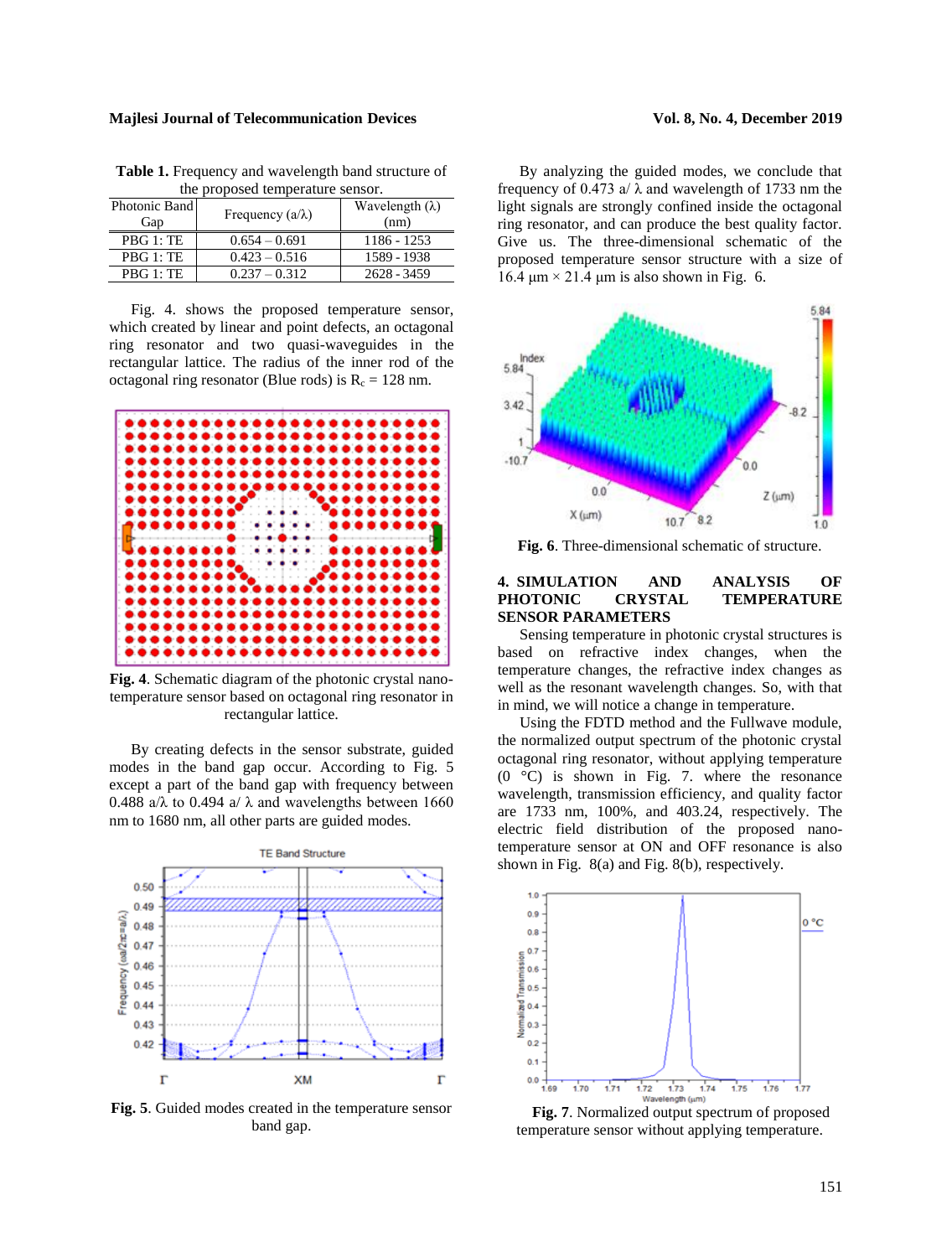**Table 1.** Frequency and wavelength band structure of the proposed temperature sensor.

| Photonic Band Gap | Frequency (a/λ) | Wavelength (λ) (nm) |
|---|---|---|
| PBG 1: TE | 0.654 – 0.691 | 1186 - 1253 |
| PBG 1: TE | 0.423 – 0.516 | 1589 - 1938 |
| PBG 1: TE | 0.237 – 0.312 | 2628 - 3459 |

Fig. 4. shows the proposed temperature sensor, which created by linear and point defects, an octagonal ring resonator and two quasi-waveguides in the rectangular lattice. The radius of the inner rod of the octagonal ring resonator (Blue rods) is $R_c$ = 128 nm.

**Fig. 4**. Schematic diagram of the photonic crystal nano-temperature sensor based on octagonal ring resonator in rectangular lattice.

By creating defects in the sensor substrate, guided modes in the band gap occur. According to Fig. 5 except a part of the band gap with frequency between 0.488 a/λ to 0.494 a/ λ and wavelengths between 1660 nm to 1680 nm, all other parts are guided modes.

**Fig. 5**. Guided modes created in the temperature sensor band gap.

By analyzing the guided modes, we conclude that frequency of 0.473 a/ λ and wavelength of 1733 nm the light signals are strongly confined inside the octagonal ring resonator, and can produce the best quality factor. Give us. The three-dimensional schematic of the proposed temperature sensor structure with a size of 16.4 μm × 21.4 μm is also shown in Fig. 6.

**Fig. 6**. Three-dimensional schematic of structure.

## 4. SIMULATION AND ANALYSIS OF PHOTONIC CRYSTAL TEMPERATURE SENSOR PARAMETERS

Sensing temperature in photonic crystal structures is based on refractive index changes, when the temperature changes, the refractive index changes as well as the resonant wavelength changes. So, with that in mind, we will notice a change in temperature.

Using the FDTD method and the Fullwave module, the normalized output spectrum of the photonic crystal octagonal ring resonator, without applying temperature (0 °C) is shown in Fig. 7. where the resonance wavelength, transmission efficiency, and quality factor are 1733 nm, 100%, and 403.24, respectively. The electric field distribution of the proposed nano-temperature sensor at ON and OFF resonance is also shown in Fig. 8(a) and Fig. 8(b), respectively.

**Fig. 7**. Normalized output spectrum of proposed temperature sensor without applying temperature.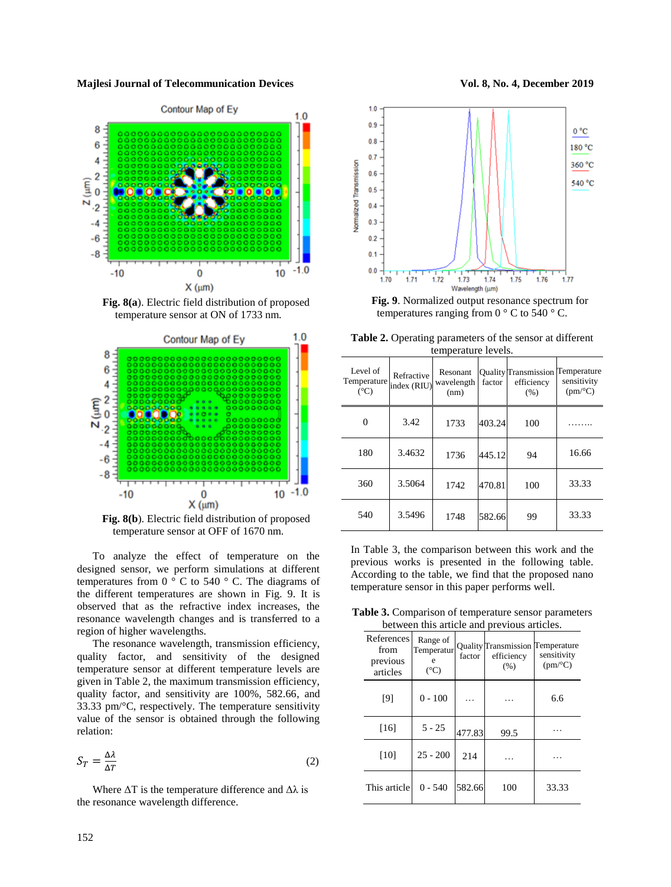Fig. 8(a). Electric field distribution of proposed temperature sensor at ON of 1733 nm.

Fig. 8(b). Electric field distribution of proposed temperature sensor at OFF of 1670 nm.

To analyze the effect of temperature on the designed sensor, we perform simulations at different temperatures from 0 ° C to 540 ° C. The diagrams of the different temperatures are shown in Fig. 9. It is observed that as the refractive index increases, the resonance wavelength changes and is transferred to a region of higher wavelengths.

The resonance wavelength, transmission efficiency, quality factor, and sensitivity of the designed temperature sensor at different temperature levels are given in Table 2, the maximum transmission efficiency, quality factor, and sensitivity are 100%, 582.66, and 33.33 pm/°C, respectively. The temperature sensitivity value of the sensor is obtained through the following relation:

$$S_T = \frac{\Delta\lambda}{\Delta T} \quad (2)$$

Where ΔT is the temperature difference and Δλ is the resonance wavelength difference.

**Fig. 9**. Normalized output resonance spectrum for temperatures ranging from 0 ° C to 540 ° C.

**Table 2.** Operating parameters of the sensor at different temperature levels.

| Level of Temperature (°C) | Refractive index (RIU) | Resonant wavelength (nm) | Quality factor | Transmission efficiency (%) | Temperature sensitivity (pm/°C) |
|---|---|---|---|---|---|
| 0 | 3.42 | 1733 | 403.24 | 100 | …….. |
| 180 | 3.4632 | 1736 | 445.12 | 94 | 16.66 |
| 360 | 3.5064 | 1742 | 470.81 | 100 | 33.33 |
| 540 | 3.5496 | 1748 | 582.66 | 99 | 33.33 |

In Table 3, the comparison between this work and the previous works is presented in the following table. According to the table, we find that the proposed nano temperature sensor in this paper performs well.

**Table 3.** Comparison of temperature sensor parameters between this article and previous articles.

| References from previous articles | Range of Temperature (°C) | Quality factor | Transmission efficiency (%) | Temperature sensitivity (pm/°C) |
|---|---|---|---|---|
| [9] | 0 - 100 | … | … | 6.6 |
| [16] | 5 - 25 | 477.83 | 99.5 | … |
| [10] | 25 - 200 | 214 | … | … |
| This article | 0 - 540 | 582.66 | 100 | 33.33 |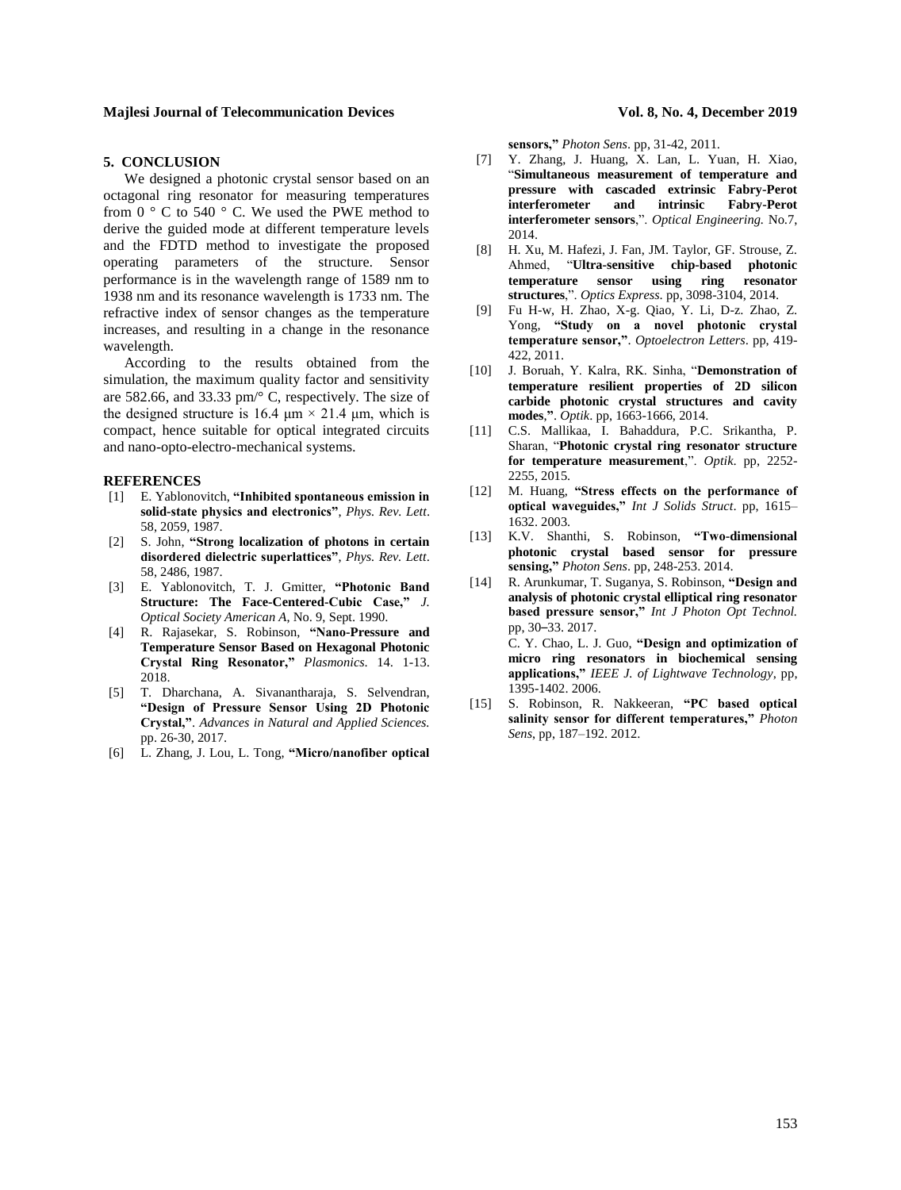## 5. CONCLUSION

We designed a photonic crystal sensor based on an octagonal ring resonator for measuring temperatures from 0 ° C to 540 ° C. We used the PWE method to derive the guided mode at different temperature levels and the FDTD method to investigate the proposed operating parameters of the structure. Sensor performance is in the wavelength range of 1589 nm to 1938 nm and its resonance wavelength is 1733 nm. The refractive index of sensor changes as the temperature increases, and resulting in a change in the resonance wavelength.

According to the results obtained from the simulation, the maximum quality factor and sensitivity are 582.66, and 33.33 pm/° C, respectively. The size of the designed structure is 16.4 μm × 21.4 μm, which is compact, hence suitable for optical integrated circuits and nano-opto-electro-mechanical systems.

## REFERENCES

[1] E. Yablonovitch, **"Inhibited spontaneous emission in solid-state physics and electronics"**, *Phys. Rev. Lett*. 58, 2059, 1987.

[2] S. John, **"Strong localization of photons in certain disordered dielectric superlattices"**, *Phys. Rev. Lett*. 58, 2486, 1987.

[3] E. Yablonovitch, T. J. Gmitter, **"Photonic Band Structure: The Face-Centered-Cubic Case,"** *J. Optical Society American A*, No. 9, Sept. 1990.

[4] R. Rajasekar, S. Robinson, **"Nano-Pressure and Temperature Sensor Based on Hexagonal Photonic Crystal Ring Resonator,"** *Plasmonics*. 14. 1-13. 2018.

[5] T. Dharchana, A. Sivanantharaja, S. Selvendran, **"Design of Pressure Sensor Using 2D Photonic Crystal,"**. *Advances in Natural and Applied Sciences.* pp. 26-30, 2017.

[6] L. Zhang, J. Lou, L. Tong, **"Micro/nanofiber optical sensors,"** *Photon Sens*. pp, 31-42, 2011.

[7] Y. Zhang, J. Huang, X. Lan, L. Yuan, H. Xiao, "**Simultaneous measurement of temperature and pressure with cascaded extrinsic Fabry-Perot interferometer and intrinsic Fabry-Perot interferometer sensors**,". *Optical Engineering.* No.7, 2014.

[8] H. Xu, M. Hafezi, J. Fan, JM. Taylor, GF. Strouse, Z. Ahmed, "**Ultra-sensitive chip-based photonic temperature sensor using ring resonator structures**,". *Optics Express*. pp, 3098-3104, 2014.

[9] Fu H-w, H. Zhao, X-g. Qiao, Y. Li, D-z. Zhao, Z. Yong, **"Study on a novel photonic crystal temperature sensor,"**. *Optoelectron Letters*. pp, 419-422, 2011.

[10] J. Boruah, Y. Kalra, RK. Sinha, "**Demonstration of temperature resilient properties of 2D silicon carbide photonic crystal structures and cavity modes**,". *Optik*. pp, 1663-1666, 2014.

[11] C.S. Mallikaa, I. Bahaddura, P.C. Srikantha, P. Sharan, "**Photonic crystal ring resonator structure for temperature measurement**,". *Optik*. pp, 2252-2255, 2015.

[12] M. Huang, **"Stress effects on the performance of optical waveguides,"** *Int J Solids Struct*. pp, 1615–1632. 2003.

[13] K.V. Shanthi, S. Robinson, **"Two-dimensional photonic crystal based sensor for pressure sensing,"** *Photon Sens*. pp, 248-253. 2014.

[14] R. Arunkumar, T. Suganya, S. Robinson, **"Design and analysis of photonic crystal elliptical ring resonator based pressure sensor,"** *Int J Photon Opt Technol.* pp, 30–33. 2017.
C. Y. Chao, L. J. Guo, **"Design and optimization of micro ring resonators in biochemical sensing applications,"** *IEEE J. of Lightwave Technology*, pp, 1395-1402. 2006.

[15] S. Robinson, R. Nakkeeran, **"PC based optical salinity sensor for different temperatures,"** *Photon Sens*, pp, 187–192. 2012.